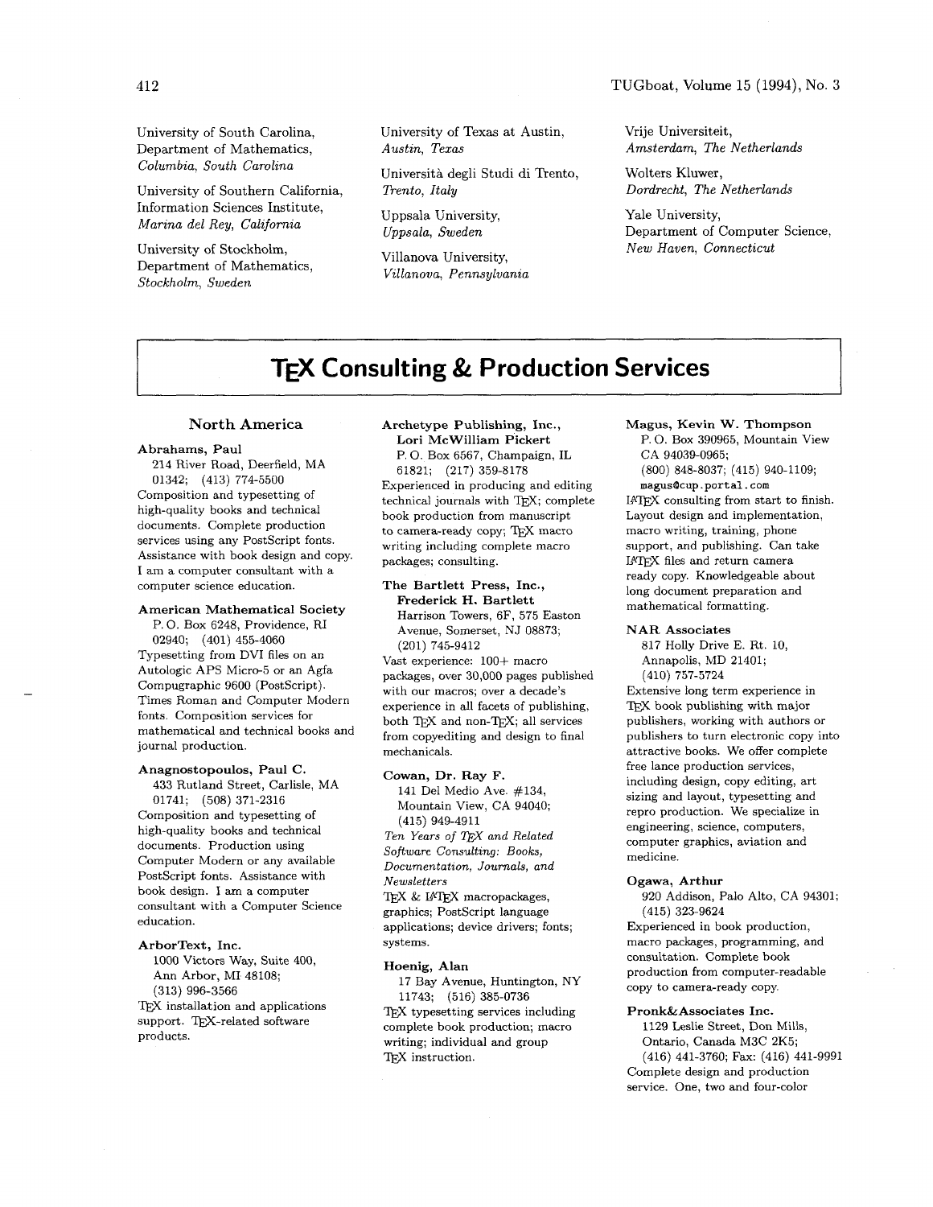University of South Carolina,
Department of Mathematics,
*Columbia, South Carolina*

University of Southern California,
Information Sciences Institute,
*Marina del Rey, California*

University of Stockholm,
Department of Mathematics,
*Stockholm, Sweden*

University of Texas at Austin,
*Austin, Texas*

Università degli Studi di Trento,
*Trento, Italy*

Uppsala University,
*Uppsala, Sweden*

Villanova University,
*Villanova, Pennsylvania*

Vrije Universiteit,
*Amsterdam, The Netherlands*

Wolters Kluwer,
*Dordrecht, The Netherlands*

Yale University,
Department of Computer Science,
*New Haven, Connecticut*

# TEX Consulting & Production Services

## North America

**Abrahams, Paul**
214 River Road, Deerfield, MA 01342; (413) 774-5500
Composition and typesetting of high-quality books and technical documents. Complete production services using any PostScript fonts. Assistance with book design and copy. I am a computer consultant with a computer science education.

**American Mathematical Society**
P. O. Box 6248, Providence, RI 02940; (401) 455-4060
Typesetting from DVI files on an Autologic APS Micro-5 or an Agfa Compugraphic 9600 (PostScript). Times Roman and Computer Modern fonts. Composition services for mathematical and technical books and journal production.

**Anagnostopoulos, Paul C.**
433 Rutland Street, Carlisle, MA 01741; (508) 371-2316
Composition and typesetting of high-quality books and technical documents. Production using Computer Modern or any available PostScript fonts. Assistance with book design. I am a computer consultant with a Computer Science education.

**ArborText, Inc.**
1000 Victors Way, Suite 400, Ann Arbor, MI 48108; (313) 996-3566
TEX installation and applications support. TEX-related software products.

**Archetype Publishing, Inc., Lori McWilliam Pickert**
P. O. Box 6567, Champaign, IL 61821; (217) 359-8178
Experienced in producing and editing technical journals with TEX; complete book production from manuscript to camera-ready copy; TEX macro writing including complete macro packages; consulting.

**The Bartlett Press, Inc., Frederick H. Bartlett**
Harrison Towers, 6F, 575 Easton Avenue, Somerset, NJ 08873; (201) 745-9412
Vast experience: 100+ macro packages, over 30,000 pages published with our macros; over a decade's experience in all facets of publishing, both TEX and non-TEX; all services from copyediting and design to final mechanicals.

**Cowan, Dr. Ray F.**
141 Del Medio Ave. #134, Mountain View, CA 94040; (415) 949-4911
*Ten Years of TEX and Related Software Consulting: Books, Documentation, Journals, and Newsletters*
TEX & LATEX macropackages, graphics; PostScript language applications; device drivers; fonts; systems.

**Hoenig, Alan**
17 Bay Avenue, Huntington, NY 11743; (516) 385-0736
TEX typesetting services including complete book production; macro writing; individual and group TEX instruction.

**Magus, Kevin W. Thompson**
P. O. Box 390965, Mountain View CA 94039-0965;
(800) 848-8037; (415) 940-1109;
`magus@cup.portal.com`
LATEX consulting from start to finish. Layout design and implementation, macro writing, training, phone support, and publishing. Can take LATEX files and return camera ready copy. Knowledgeable about long document preparation and mathematical formatting.

**NAR Associates**
817 Holly Drive E. Rt. 10, Annapolis, MD 21401; (410) 757-5724
Extensive long term experience in TEX book publishing with major publishers, working with authors or publishers to turn electronic copy into attractive books. We offer complete free lance production services, including design, copy editing, art sizing and layout, typesetting and repro production. We specialize in engineering, science, computers, computer graphics, aviation and medicine.

**Ogawa, Arthur**
920 Addison, Palo Alto, CA 94301; (415) 323-9624
Experienced in book production, macro packages, programming, and consultation. Complete book production from computer-readable copy to camera-ready copy.

**Pronk&Associates Inc.**
1129 Leslie Street, Don Mills, Ontario, Canada M3C 2K5;
(416) 441-3760; Fax: (416) 441-9991
Complete design and production service. One, two and four-color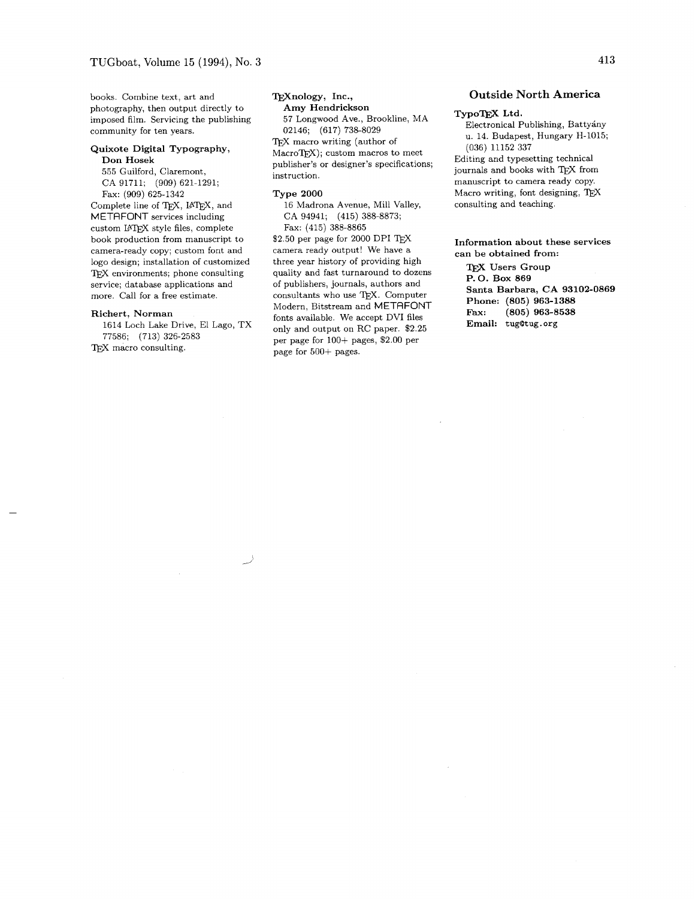books. Combine text, art and photography, then output directly to imposed film. Servicing the publishing community for ten years.

**Quixote Digital Typography, Don Hosek**
555 Guilford, Claremont, CA 91711; (909) 621-1291; Fax: (909) 625-1342
Complete line of TeX, LaTeX, and METAFONT services including custom LaTeX style files, complete book production from manuscript to camera-ready copy; custom font and logo design; installation of customized TeX environments; phone consulting service; database applications and more. Call for a free estimate.

**Richert, Norman**
1614 Loch Lake Drive, El Lago, TX 77586; (713) 326-2583
TeX macro consulting.

**TeXnology, Inc., Amy Hendrickson**
57 Longwood Ave., Brookline, MA 02146; (617) 738-8029
TeX macro writing (author of MacroTeX); custom macros to meet publisher's or designer's specifications; instruction.

**Type 2000**
16 Madrona Avenue, Mill Valley, CA 94941; (415) 388-8873; Fax: (415) 388-8865
$2.50 per page for 2000 DPI TeX camera ready output! We have a three year history of providing high quality and fast turnaround to dozens of publishers, journals, authors and consultants who use TeX. Computer Modern, Bitstream and METAFONT fonts available. We accept DVI files only and output on RC paper. $2.25 per page for 100+ pages, $2.00 per page for 500+ pages.

## Outside North America

**TypoTeX Ltd.**
Electronical Publishing, Battyány u. 14. Budapest, Hungary H-1015; (036) 11152 337
Editing and typesetting technical journals and books with TeX from manuscript to camera ready copy. Macro writing, font designing, TeX consulting and teaching.

**Information about these services can be obtained from:**

**TeX Users Group**
**P. O. Box 869**
**Santa Barbara, CA 93102-0869**
**Phone: (805) 963-1388**
**Fax: (805) 963-8538**
**Email: tug@tug.org**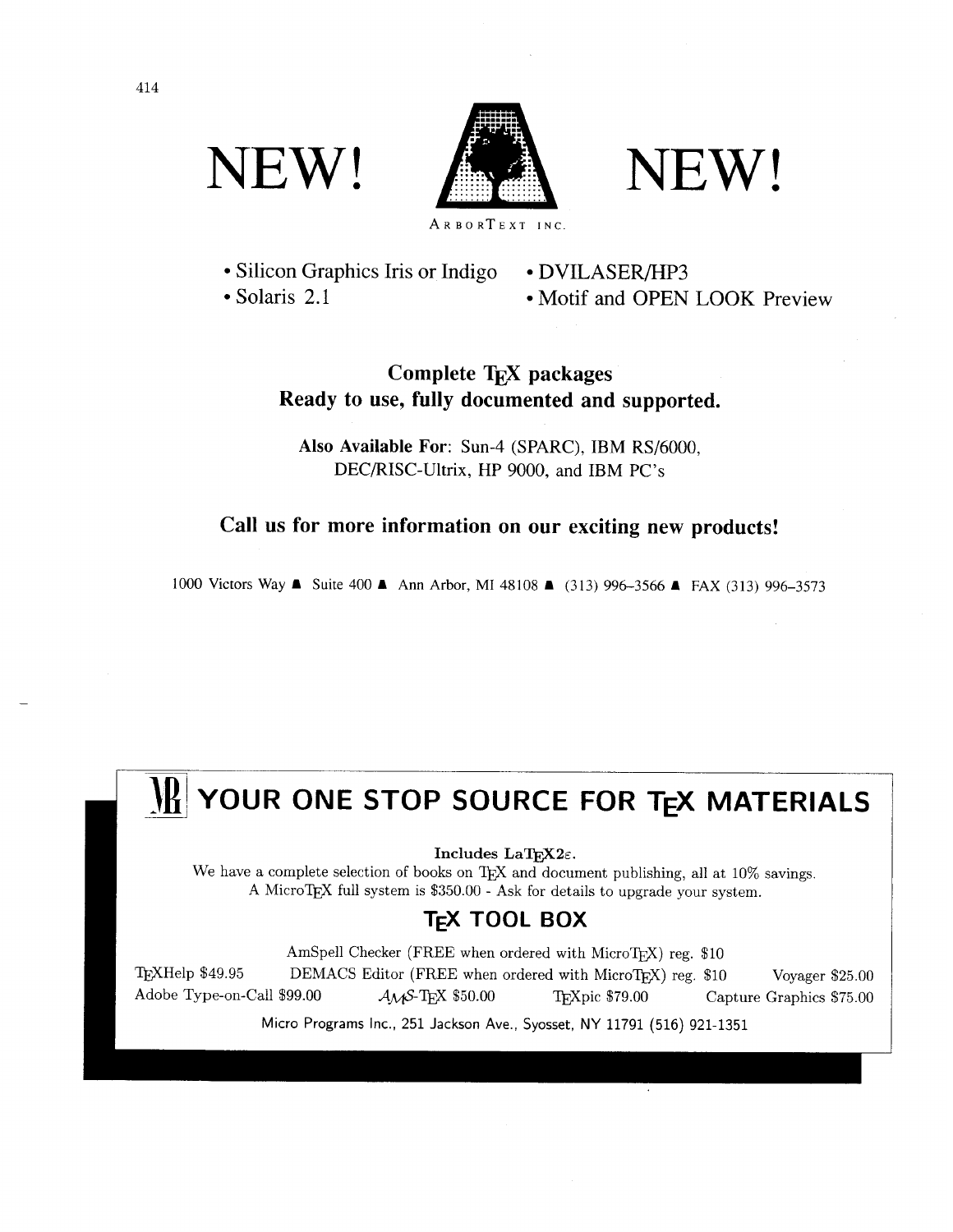# NEW! NEW!

ARBORTEXT INC.

- Silicon Graphics Iris or Indigo
- Solaris 2.1
- DVILASER/HP3
- Motif and OPEN LOOK Preview

**Complete TEX packages**
**Ready to use, fully documented and supported.**

**Also Available For**: Sun-4 (SPARC), IBM RS/6000, DEC/RISC-Ultrix, HP 9000, and IBM PC's

**Call us for more information on our exciting new products!**

1000 Victors Way ▲ Suite 400 ▲ Ann Arbor, MI 48108 ▲ (313) 996–3566 ▲ FAX (313) 996–3573

## YOUR ONE STOP SOURCE FOR TEX MATERIALS

Includes LaTEX2ε.

We have a complete selection of books on TEX and document publishing, all at 10% savings.
A MicroTEX full system is $350.00 - Ask for details to upgrade your system.

### TEX TOOL BOX

AmSpell Checker (FREE when ordered with MicroTEX) reg. $10

TEXHelp $49.95 DEMACS Editor (FREE when ordered with MicroTEX) reg. $10 Voyager $25.00

Adobe Type-on-Call $99.00 AMS-TEX $50.00 TEXpic $79.00 Capture Graphics $75.00

Micro Programs Inc., 251 Jackson Ave., Syosset, NY 11791 (516) 921-1351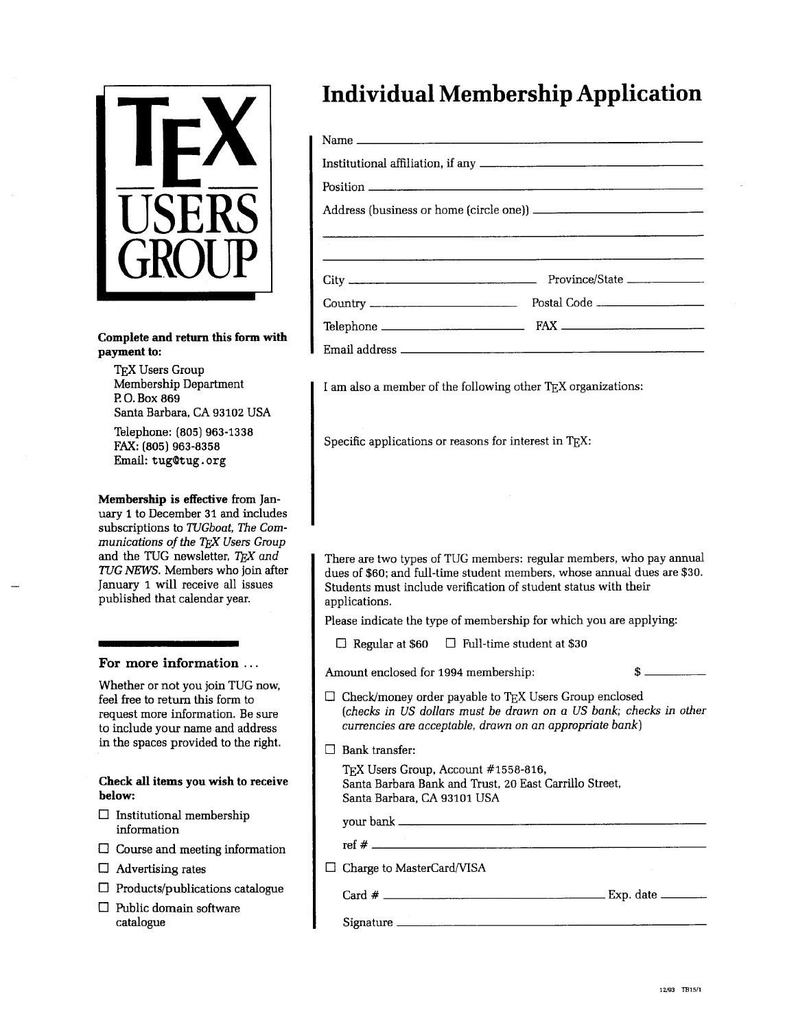# TEX USERS GROUP

**Complete and return this form with payment to:**

TEX Users Group
Membership Department
P. O. Box 869
Santa Barbara, CA 93102 USA

Telephone: (805) 963-1338
FAX: (805) 963-8358
Email: tug@tug.org

**Membership is effective** from January 1 to December 31 and includes subscriptions to *TUGboat, The Communications of the TEX Users Group* and the TUG newsletter, *TEX and TUG NEWS*. Members who join after January 1 will receive all issues published that calendar year.

### For more information ...

Whether or not you join TUG now, feel free to return this form to request more information. Be sure to include your name and address in the spaces provided to the right.

**Check all items you wish to receive below:**

- ☐ Institutional membership information
- ☐ Course and meeting information
- ☐ Advertising rates
- ☐ Products/publications catalogue
- ☐ Public domain software catalogue

# Individual Membership Application

Name \_\_\_\_\_\_\_\_\_\_\_\_\_\_\_\_\_\_\_\_\_\_\_\_\_\_\_\_\_\_

Institutional affiliation, if any \_\_\_\_\_\_\_\_\_\_\_\_\_\_\_\_\_\_\_\_\_\_\_\_\_\_\_\_\_\_

Position \_\_\_\_\_\_\_\_\_\_\_\_\_\_\_\_\_\_\_\_\_\_\_\_\_\_\_\_\_\_

Address (business or home (circle one)) \_\_\_\_\_\_\_\_\_\_\_\_\_\_\_\_\_\_\_\_\_\_\_\_\_\_\_\_\_\_

\_\_\_\_\_\_\_\_\_\_\_\_\_\_\_\_\_\_\_\_\_\_\_\_\_\_\_\_\_\_

\_\_\_\_\_\_\_\_\_\_\_\_\_\_\_\_\_\_\_\_\_\_\_\_\_\_\_\_\_\_

City \_\_\_\_\_\_\_\_\_\_\_\_\_\_\_ Province/State \_\_\_\_\_\_\_\_\_\_\_\_\_\_\_

Country \_\_\_\_\_\_\_\_\_\_\_\_\_\_\_ Postal Code \_\_\_\_\_\_\_\_\_\_\_\_\_\_\_

Telephone \_\_\_\_\_\_\_\_\_\_\_\_\_\_\_ FAX \_\_\_\_\_\_\_\_\_\_\_\_\_\_\_

Email address \_\_\_\_\_\_\_\_\_\_\_\_\_\_\_\_\_\_\_\_\_\_\_\_\_\_\_\_\_\_

I am also a member of the following other TEX organizations:

Specific applications or reasons for interest in TEX:

There are two types of TUG members: regular members, who pay annual dues of $60; and full-time student members, whose annual dues are $30. Students must include verification of student status with their applications.

Please indicate the type of membership for which you are applying:

☐ Regular at $60 ☐ Full-time student at $30

Amount enclosed for 1994 membership: $ \_\_\_\_\_\_\_\_\_\_

☐ Check/money order payable to TEX Users Group enclosed
(*checks in US dollars must be drawn on a US bank; checks in other currencies are acceptable, drawn on an appropriate bank*)

☐ Bank transfer:

TEX Users Group, Account #1558-816,
Santa Barbara Bank and Trust, 20 East Carrillo Street,
Santa Barbara, CA 93101 USA

your bank \_\_\_\_\_\_\_\_\_\_\_\_\_\_\_\_\_\_\_\_\_\_\_\_\_\_\_\_\_\_

ref # \_\_\_\_\_\_\_\_\_\_\_\_\_\_\_\_\_\_\_\_\_\_\_\_\_\_\_\_\_\_

☐ Charge to MasterCard/VISA

Card # \_\_\_\_\_\_\_\_\_\_\_\_\_\_\_\_\_\_\_\_\_\_\_\_\_\_\_\_\_\_ Exp. date \_\_\_\_\_\_\_\_

Signature \_\_\_\_\_\_\_\_\_\_\_\_\_\_\_\_\_\_\_\_\_\_\_\_\_\_\_\_\_\_

12/93 TB15/1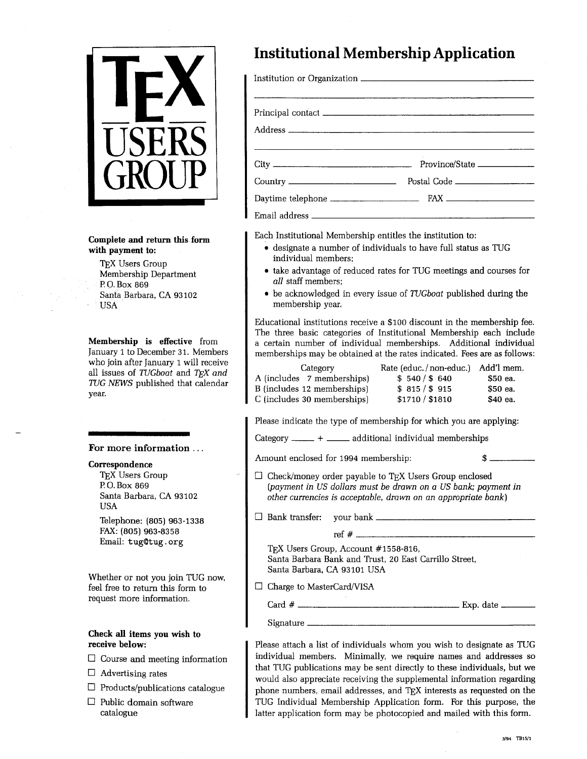# TEX USERS GROUP

**Complete and return this form with payment to:**

TEX Users Group
Membership Department
P. O. Box 869
Santa Barbara, CA 93102
USA

**Membership is effective** from January 1 to December 31. Members who join after January 1 will receive all issues of *TUGboat* and *TEX and TUG NEWS* published that calendar year.

### For more information ...

**Correspondence**

TEX Users Group
P. O. Box 869
Santa Barbara, CA 93102
USA

Telephone: (805) 963-1338
FAX: (805) 963-8358
Email: tug@tug.org

Whether or not you join TUG now, feel free to return this form to request more information.

**Check all items you wish to receive below:**

- ☐ Course and meeting information
- ☐ Advertising rates
- ☐ Products/publications catalogue
- ☐ Public domain software catalogue

# Institutional Membership Application

Institution or Organization ____________________

____________________

Principal contact ____________________

Address ____________________

____________________

City ____________________ Province/State ____________________

Country ____________________ Postal Code ____________________

Daytime telephone ____________________ FAX ____________________

Email address ____________________

Each Institutional Membership entitles the institution to:

- designate a number of individuals to have full status as TUG individual members;
- take advantage of reduced rates for TUG meetings and courses for *all* staff members;
- be acknowledged in every issue of *TUGboat* published during the membership year.

Educational institutions receive a $100 discount in the membership fee. The three basic categories of Institutional Membership each include a certain number of individual memberships. Additional individual memberships may be obtained at the rates indicated. Fees are as follows:

| Category | Rate (educ. / non-educ.) | Add'l mem. |
|---|---|---|
| A (includes 7 memberships) | $ 540 / $ 640 | $50 ea. |
| B (includes 12 memberships) | $ 815 / $ 915 | $50 ea. |
| C (includes 30 memberships) | $1710 / $1810 | $40 ea. |

Please indicate the type of membership for which you are applying:

Category _____ + _____ additional individual memberships

Amount enclosed for 1994 membership: $ __________

☐ Check/money order payable to TEX Users Group enclosed (*payment in US dollars must be drawn on a US bank; payment in other currencies is acceptable, drawn on an appropriate bank*)

☐ Bank transfer: your bank ____________________

ref # ____________________

TEX Users Group, Account #1558-816,
Santa Barbara Bank and Trust, 20 East Carrillo Street,
Santa Barbara, CA 93101 USA

☐ Charge to MasterCard/VISA

Card # ____________________ Exp. date __________

Signature ____________________

Please attach a list of individuals whom you wish to designate as TUG individual members. Minimally, we require names and addresses so that TUG publications may be sent directly to these individuals, but we would also appreciate receiving the supplemental information regarding phone numbers, email addresses, and TEX interests as requested on the TUG Individual Membership Application form. For this purpose, the latter application form may be photocopied and mailed with this form.

3/94 TB15/1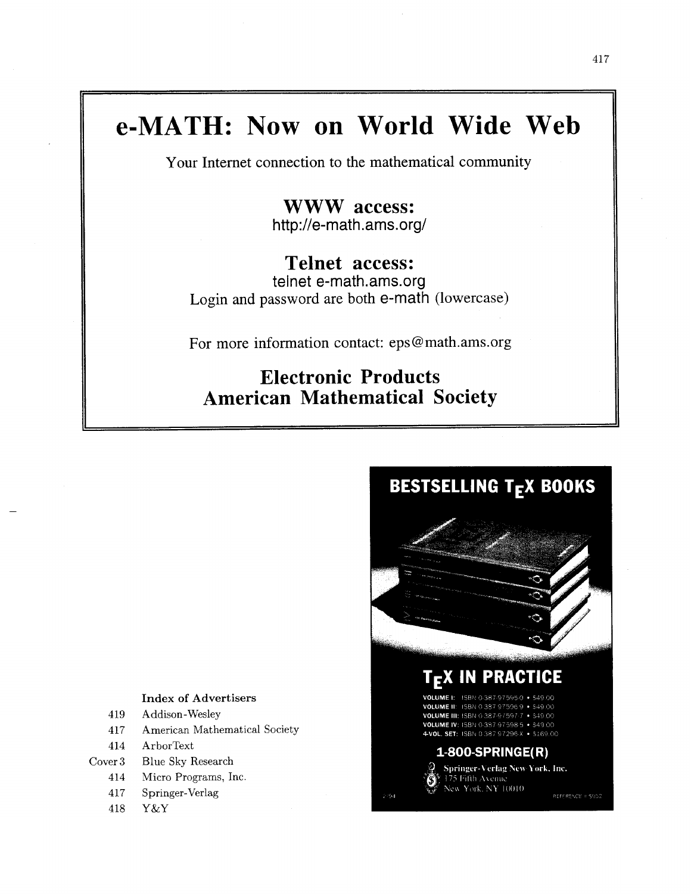# e-MATH: Now on World Wide Web

Your Internet connection to the mathematical community

## WWW access:

http://e-math.ams.org/

## Telnet access:

telnet e-math.ams.org

Login and password are both e-math (lowercase)

For more information contact: eps@math.ams.org

## Electronic Products
## American Mathematical Society

---

## BESTSELLING TEX BOOKS

## TEX IN PRACTICE

VOLUME I: ISBN 0-387-97595-0 • $49.00
VOLUME II: ISBN 0-387-97596-9 • $49.00
VOLUME III: ISBN 0-387-97597-7 • $49.00
VOLUME IV: ISBN 0-387-97598-5 • $49.00
4-VOL. SET: ISBN 0-387-97296-X • $169.00

**1-800-SPRINGE(R)**

Springer-Verlag New York, Inc.
175 Fifth Avenue
New York, NY 10010

REFERENCE # S652

---

**Index of Advertisers**

| Page | Advertiser |
| --- | --- |
| 419 | Addison-Wesley |
| 417 | American Mathematical Society |
| 414 | ArborText |
| Cover 3 | Blue Sky Research |
| 414 | Micro Programs, Inc. |
| 417 | Springer-Verlag |
| 418 | Y&Y |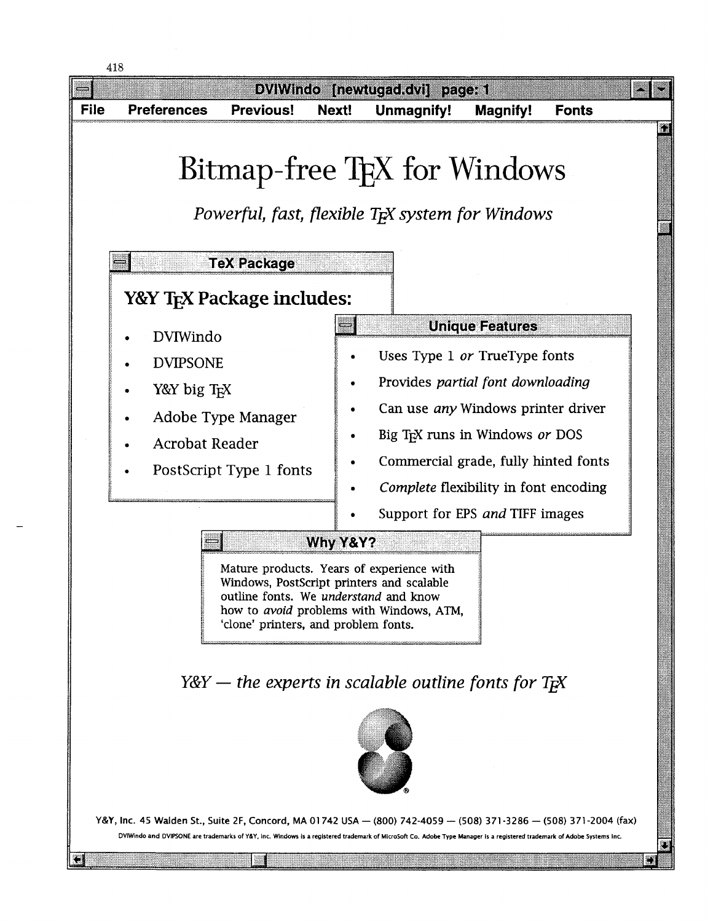DVIWindo [newtugad.dvi] page: 1

File Preferences Previous! Next! Unmagnify! Magnify! Fonts

# Bitmap-free TeX for Windows

*Powerful, fast, flexible TeX system for Windows*

**TeX Package**

## Y&Y TeX Package includes:

- DVIWindo
- DVIPSONE
- Y&Y big TeX
- Adobe Type Manager
- Acrobat Reader
- PostScript Type 1 fonts

**Unique Features**

- Uses Type 1 *or* TrueType fonts
- Provides *partial font downloading*
- Can use *any* Windows printer driver
- Big TeX runs in Windows *or* DOS
- Commercial grade, fully hinted fonts
- *Complete* flexibility in font encoding
- Support for EPS *and* TIFF images

**Why Y&Y?**

Mature products. Years of experience with Windows, PostScript printers and scalable outline fonts. We *understand* and know how to *avoid* problems with Windows, ATM, 'clone' printers, and problem fonts.

*Y&Y — the experts in scalable outline fonts for TeX*

Y&Y, Inc. 45 Walden St., Suite 2F, Concord, MA 01742 USA — (800) 742-4059 — (508) 371-3286 — (508) 371-2004 (fax)

DVIWindo and DVIPSONE are trademarks of Y&Y, Inc. Windows is a registered trademark of MicroSoft Co. Adobe Type Manager is a registered trademark of Adobe Systems Inc.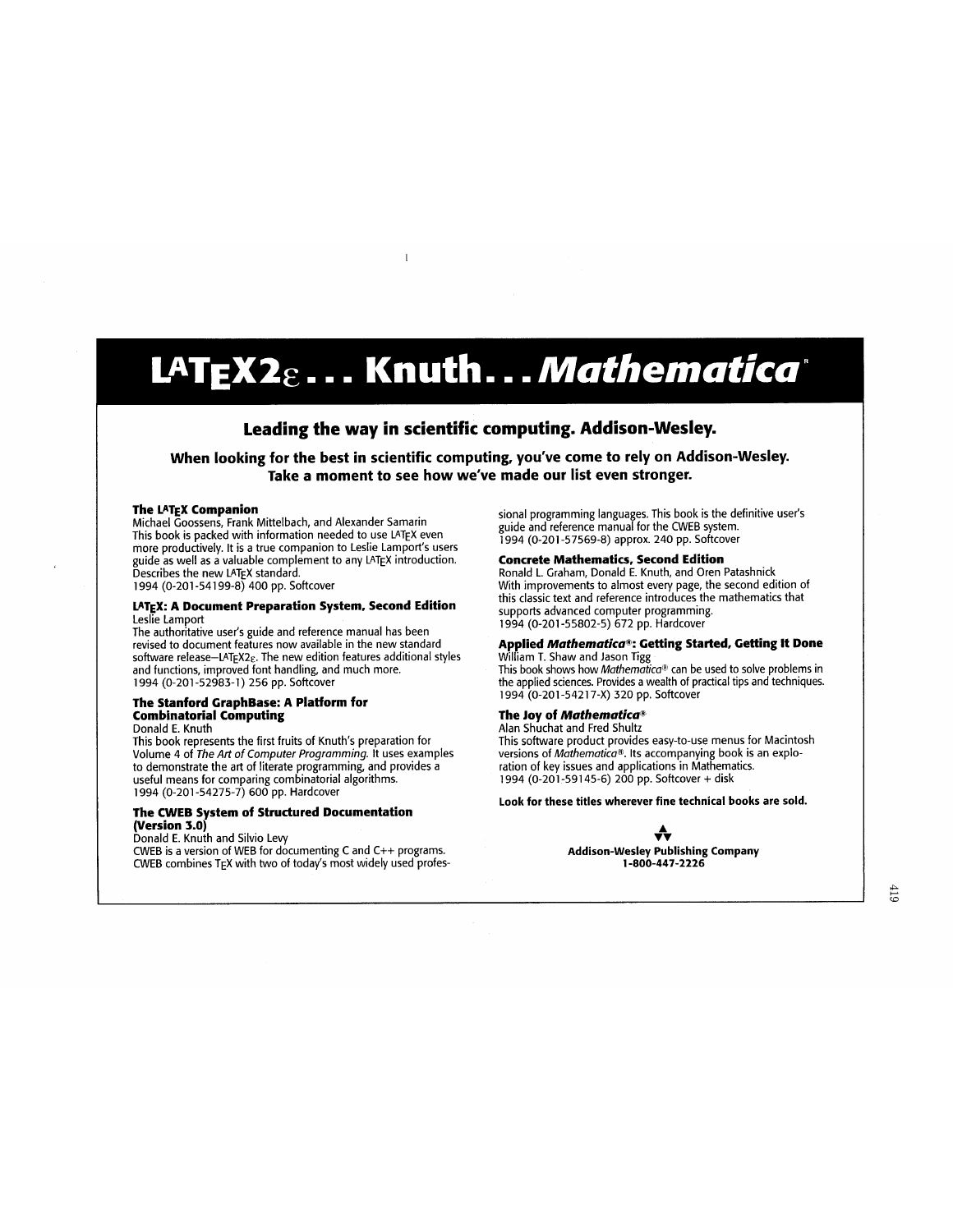# LaTeX2ε . . . Knuth. . . *Mathematica*®

## Leading the way in scientific computing. Addison-Wesley.

### When looking for the best in scientific computing, you've come to rely on Addison-Wesley. Take a moment to see how we've made our list even stronger.

**The LaTeX Companion**
Michael Goossens, Frank Mittelbach, and Alexander Samarin
This book is packed with information needed to use LaTeX even more productively. It is a true companion to Leslie Lamport's users guide as well as a valuable complement to any LaTeX introduction. Describes the new LaTeX standard.
1994 (0-201-54199-8) 400 pp. Softcover

**LaTeX: A Document Preparation System, Second Edition**
Leslie Lamport
The authoritative user's guide and reference manual has been revised to document features now available in the new standard software release–LaTeX2ε. The new edition features additional styles and functions, improved font handling, and much more.
1994 (0-201-52983-1) 256 pp. Softcover

**The Stanford GraphBase: A Platform for Combinatorial Computing**
Donald E. Knuth
This book represents the first fruits of Knuth's preparation for Volume 4 of *The Art of Computer Programming.* It uses examples to demonstrate the art of literate programming, and provides a useful means for comparing combinatorial algorithms.
1994 (0-201-54275-7) 600 pp. Hardcover

**The CWEB System of Structured Documentation (Version 3.0)**
Donald E. Knuth and Silvio Levy
CWEB is a version of WEB for documenting C and C++ programs. CWEB combines TeX with two of today's most widely used professional programming languages. This book is the definitive user's guide and reference manual for the CWEB system.
1994 (0-201-57569-8) approx. 240 pp. Softcover

**Concrete Mathematics, Second Edition**
Ronald L. Graham, Donald E. Knuth, and Oren Patashnick
With improvements to almost every page, the second edition of this classic text and reference introduces the mathematics that supports advanced computer programming.
1994 (0-201-55802-5) 672 pp. Hardcover

**Applied *Mathematica*®: Getting Started, Getting It Done**
William T. Shaw and Jason Tigg
This book shows how *Mathematica*® can be used to solve problems in the applied sciences. Provides a wealth of practical tips and techniques.
1994 (0-201-54217-X) 320 pp. Softcover

**The Joy of *Mathematica*®**
Alan Shuchat and Fred Shultz
This software product provides easy-to-use menus for Macintosh versions of *Mathematica*®. Its accompanying book is an exploration of key issues and applications in Mathematics.
1994 (0-201-59145-6) 200 pp. Softcover + disk

**Look for these titles wherever fine technical books are sold.**

**Addison-Wesley Publishing Company**
**1-800-447-2226**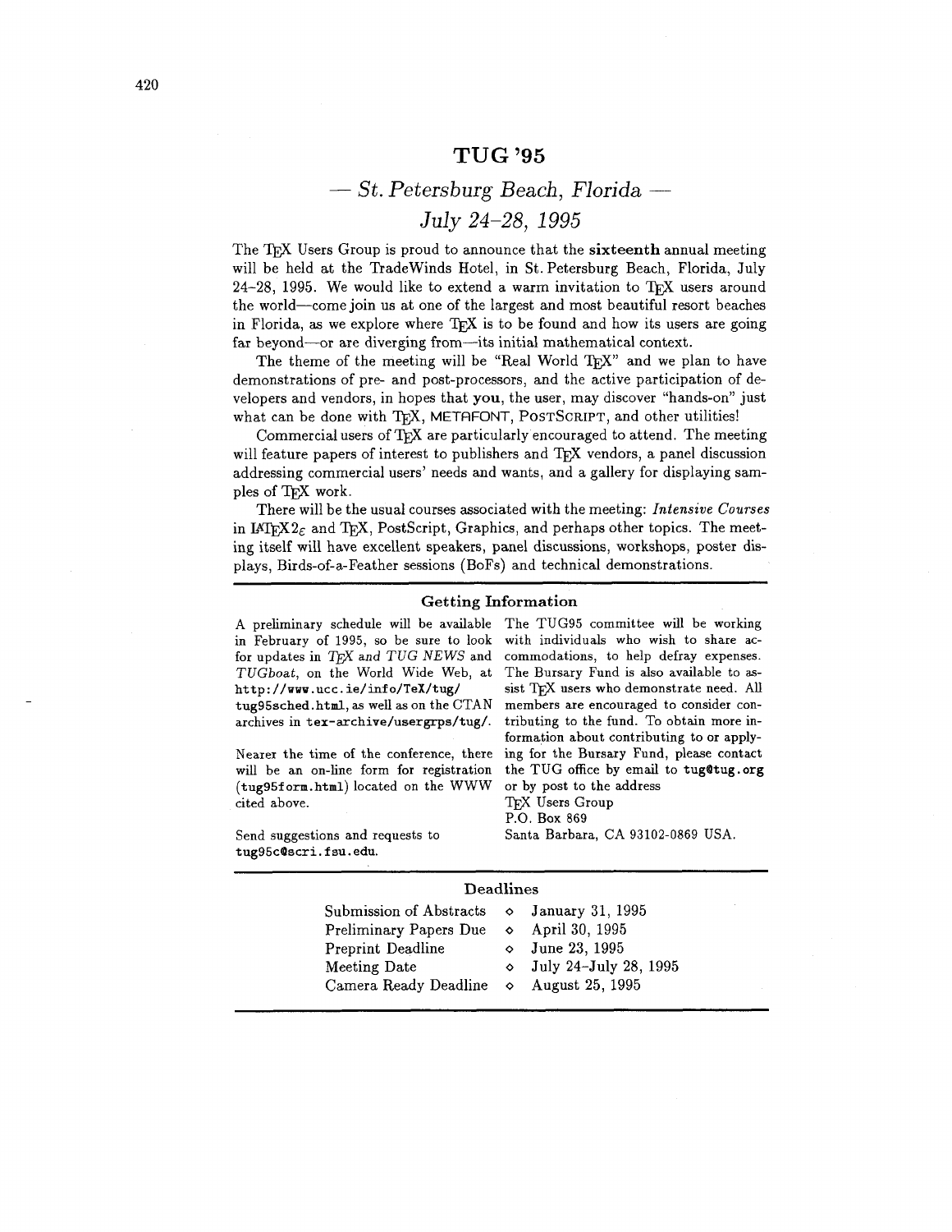# TUG '95

## — *St. Petersburg Beach, Florida* —

## *July 24–28, 1995*

The TeX Users Group is proud to announce that the **sixteenth** annual meeting will be held at the TradeWinds Hotel, in St. Petersburg Beach, Florida, July 24–28, 1995. We would like to extend a warm invitation to TeX users around the world—come join us at one of the largest and most beautiful resort beaches in Florida, as we explore where TeX is to be found and how its users are going far beyond—or are diverging from—its initial mathematical context.

The theme of the meeting will be "Real World TeX" and we plan to have demonstrations of pre- and post-processors, and the active participation of developers and vendors, in hopes that **you**, the user, may discover "hands-on" just what can be done with TeX, METAFONT, POSTSCRIPT, and other utilities!

Commercial users of TeX are particularly encouraged to attend. The meeting will feature papers of interest to publishers and TeX vendors, a panel discussion addressing commercial users' needs and wants, and a gallery for displaying samples of TeX work.

There will be the usual courses associated with the meeting: *Intensive Courses* in LaTeX2ε and TeX, PostScript, Graphics, and perhaps other topics. The meeting itself will have excellent speakers, panel discussions, workshops, poster displays, Birds-of-a-Feather sessions (BoFs) and technical demonstrations.

### Getting Information

A preliminary schedule will be available in February of 1995, so be sure to look for updates in *TeX and TUG NEWS* and *TUGboat*, on the World Wide Web, at `http://www.ucc.ie/info/TeX/tug/tug95sched.html`, as well as on the CTAN archives in `tex-archive/usergrps/tug/`.

Nearer the time of the conference, there will be an on-line form for registration (`tug95form.html`) located on the WWW cited above.

Send suggestions and requests to `tug95c@scri.fsu.edu`.

The TUG95 committee will be working with individuals who wish to share accommodations, to help defray expenses. The Bursary Fund is also available to assist TeX users who demonstrate need. All members are encouraged to consider contributing to the fund. To obtain more information about contributing to or applying for the Bursary Fund, please contact the TUG office by email to `tug@tug.org` or by post to the address

TeX Users Group
P.O. Box 869
Santa Barbara, CA 93102-0869 USA.

### Deadlines

| | | |
|---|---|---|
| Submission of Abstracts | ◇ | January 31, 1995 |
| Preliminary Papers Due | ◇ | April 30, 1995 |
| Preprint Deadline | ◇ | June 23, 1995 |
| Meeting Date | ◇ | July 24–July 28, 1995 |
| Camera Ready Deadline | ◇ | August 25, 1995 |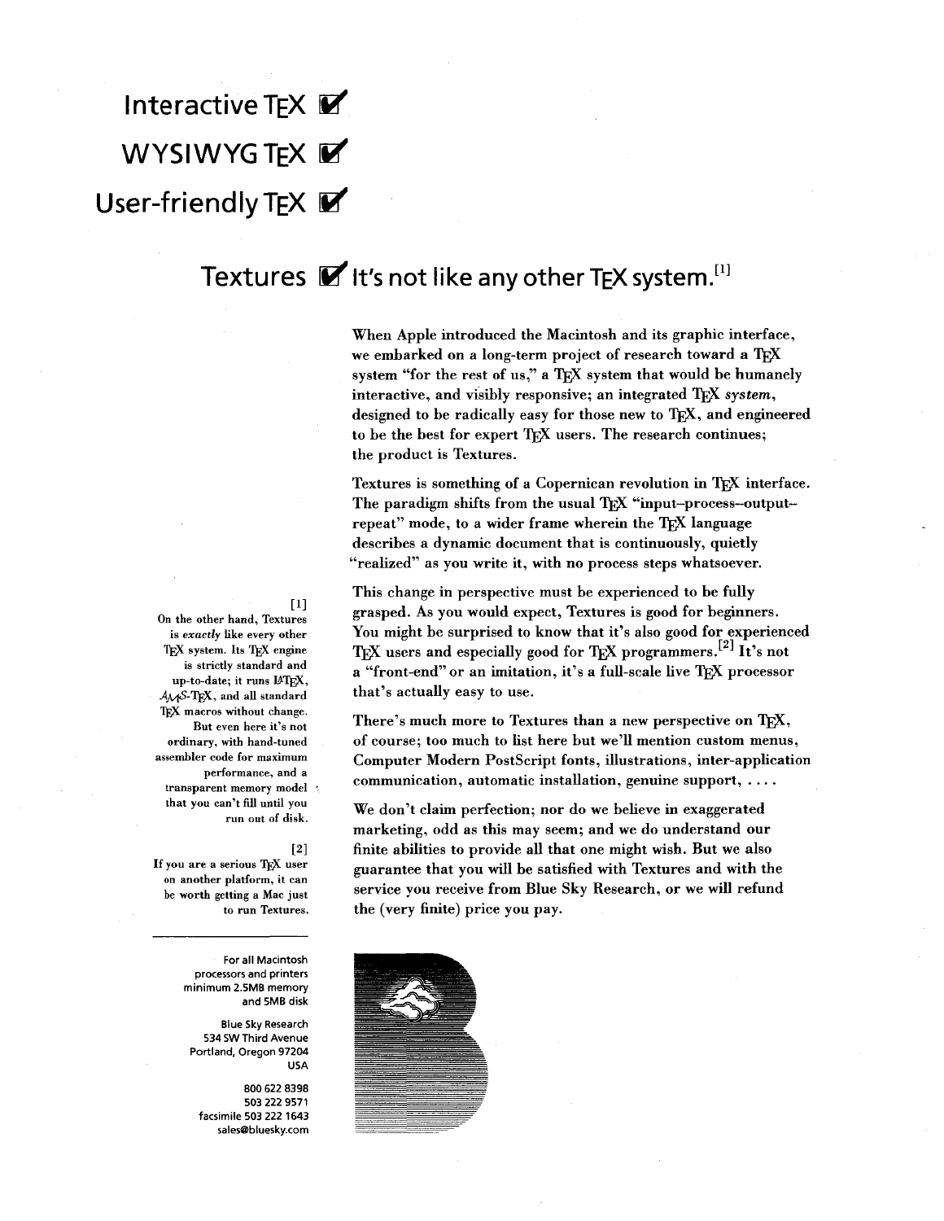# Interactive TEX ☑

# WYSIWYG TEX ☑

# User-friendly TEX ☑

## Textures ☑ It's not like any other TEX system.[1]

When Apple introduced the Macintosh and its graphic interface, we embarked on a long-term project of research toward a TEX system "for the rest of us," a TEX system that would be humanely interactive, and visibly responsive; an integrated TEX *system*, designed to be radically easy for those new to TEX, and engineered to be the best for expert TEX users. The research continues; the product is Textures.

Textures is something of a Copernican revolution in TEX interface. The paradigm shifts from the usual TEX "input–process–output–repeat" mode, to a wider frame wherein the TEX language describes a dynamic document that is continuously, quietly "realized" as you write it, with no process steps whatsoever.

This change in perspective must be experienced to be fully grasped. As you would expect, Textures is good for beginners. You might be surprised to know that it's also good for experienced TEX users and especially good for TEX programmers.[2] It's not a "front-end" or an imitation, it's a full-scale live TEX processor that's actually easy to use.

There's much more to Textures than a new perspective on TEX, of course; too much to list here but we'll mention custom menus, Computer Modern PostScript fonts, illustrations, inter-application communication, automatic installation, genuine support, . . . .

We don't claim perfection; nor do we believe in exaggerated marketing, odd as this may seem; and we do understand our finite abilities to provide all that one might wish. But we also guarantee that you will be satisfied with Textures and with the service you receive from Blue Sky Research, or we will refund the (very finite) price you pay.

[1] On the other hand, Textures is *exactly* like every other TEX system. Its TEX engine is strictly standard and up-to-date; it runs LATEX, AMS-TEX, and all standard TEX macros without change. But even here it's not ordinary, with hand-tuned assembler code for maximum performance, and a transparent memory model that you can't fill until you run out of disk.

[2] If you are a serious TEX user on another platform, it can be worth getting a Mac just to run Textures.

---

For all Macintosh processors and printers minimum 2.5MB memory and 5MB disk

Blue Sky Research
534 SW Third Avenue
Portland, Oregon 97204
USA

800 622 8398
503 222 9571
facsimile 503 222 1643
sales@bluesky.com